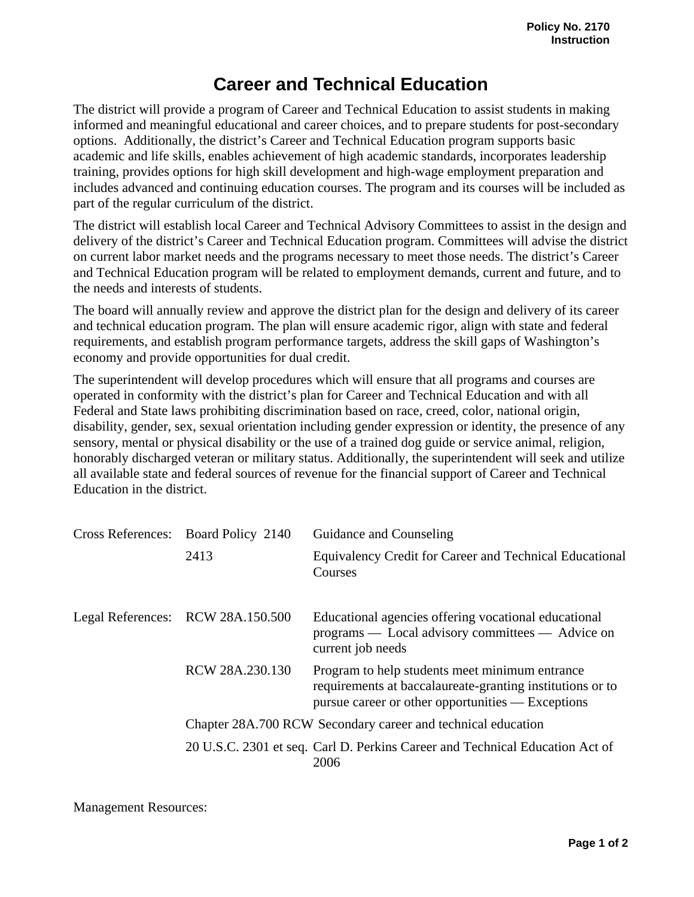Policy No. 2170
Instruction

# Career and Technical Education

The district will provide a program of Career and Technical Education to assist students in making informed and meaningful educational and career choices, and to prepare students for post-secondary options. Additionally, the district's Career and Technical Education program supports basic academic and life skills, enables achievement of high academic standards, incorporates leadership training, provides options for high skill development and high-wage employment preparation and includes advanced and continuing education courses. The program and its courses will be included as part of the regular curriculum of the district.

The district will establish local Career and Technical Advisory Committees to assist in the design and delivery of the district's Career and Technical Education program. Committees will advise the district on current labor market needs and the programs necessary to meet those needs. The district's Career and Technical Education program will be related to employment demands, current and future, and to the needs and interests of students.

The board will annually review and approve the district plan for the design and delivery of its career and technical education program. The plan will ensure academic rigor, align with state and federal requirements, and establish program performance targets, address the skill gaps of Washington's economy and provide opportunities for dual credit.

The superintendent will develop procedures which will ensure that all programs and courses are operated in conformity with the district's plan for Career and Technical Education and with all Federal and State laws prohibiting discrimination based on race, creed, color, national origin, disability, gender, sex, sexual orientation including gender expression or identity, the presence of any sensory, mental or physical disability or the use of a trained dog guide or service animal, religion, honorably discharged veteran or military status. Additionally, the superintendent will seek and utilize all available state and federal sources of revenue for the financial support of Career and Technical Education in the district.

| | | |
|---|---|---|
| Cross References: | Board Policy 2140 | Guidance and Counseling |
| | 2413 | Equivalency Credit for Career and Technical Educational Courses |
| Legal References: | RCW 28A.150.500 | Educational agencies offering vocational educational programs — Local advisory committees — Advice on current job needs |
| | RCW 28A.230.130 | Program to help students meet minimum entrance requirements at baccalaureate-granting institutions or to pursue career or other opportunities — Exceptions |
| | Chapter 28A.700 RCW | Secondary career and technical education |
| | 20 U.S.C. 2301 et seq. | Carl D. Perkins Career and Technical Education Act of 2006 |

Management Resources: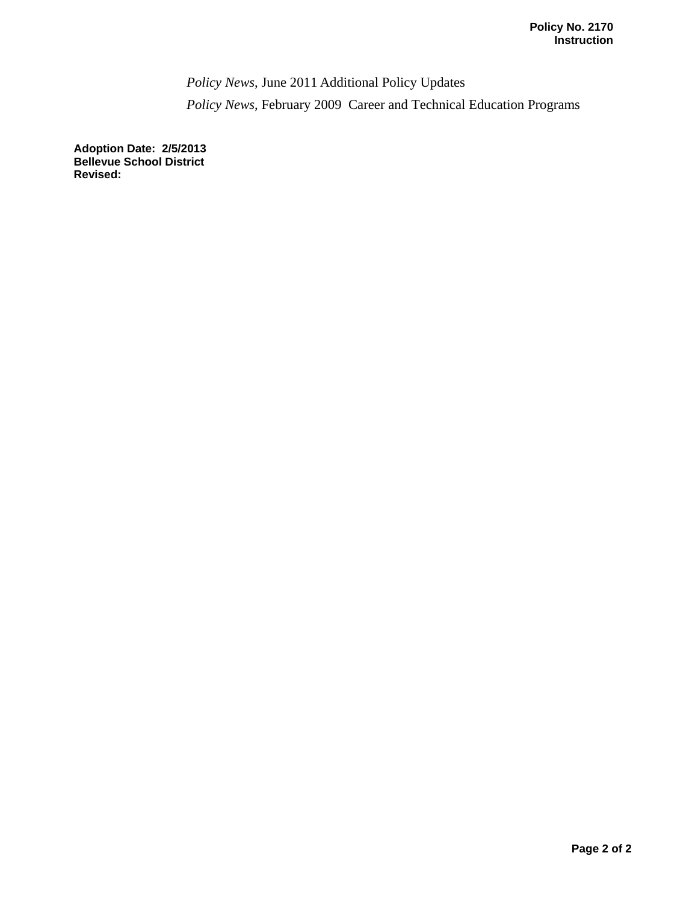*Policy News*, June 2011 Additional Policy Updates

*Policy News*, February 2009  Career and Technical Education Programs

**Adoption Date:  2/5/2013**
**Bellevue School District**
**Revised:**